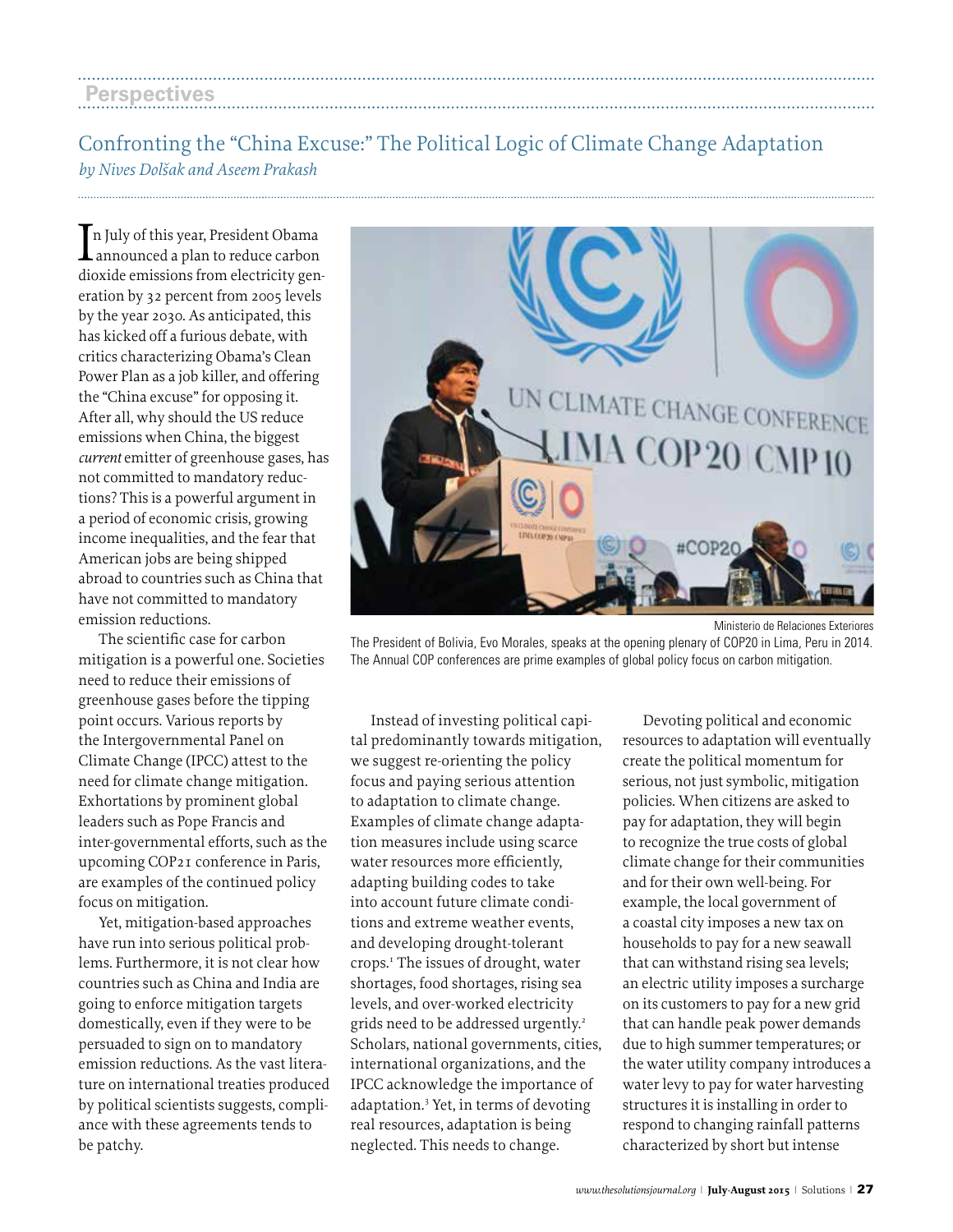Perspectives

## Confronting the "China Excuse:" The Political Logic of Climate Change Adaptation

*by Nives Dolšak and Aseem Prakash*

In July of this year, President Obama announced a plan to reduce carbon dioxide emissions from electricity generation by 32 percent from 2005 levels by the year 2030. As anticipated, this has kicked off a furious debate, with critics characterizing Obama's Clean Power Plan as a job killer, and offering the "China excuse" for opposing it. After all, why should the US reduce emissions when China, the biggest *current* emitter of greenhouse gases, has not committed to mandatory reductions? This is a powerful argument in a period of economic crisis, growing income inequalities, and the fear that American jobs are being shipped abroad to countries such as China that have not committed to mandatory emission reductions.

The scientific case for carbon mitigation is a powerful one. Societies need to reduce their emissions of greenhouse gases before the tipping point occurs. Various reports by the Intergovernmental Panel on Climate Change (IPCC) attest to the need for climate change mitigation. Exhortations by prominent global leaders such as Pope Francis and inter-governmental efforts, such as the upcoming COP21 conference in Paris, are examples of the continued policy focus on mitigation.

Yet, mitigation-based approaches have run into serious political problems. Furthermore, it is not clear how countries such as China and India are going to enforce mitigation targets domestically, even if they were to be persuaded to sign on to mandatory emission reductions. As the vast literature on international treaties produced by political scientists suggests, compliance with these agreements tends to be patchy.

Ministerio de Relaciones Exteriores

The President of Bolivia, Evo Morales, speaks at the opening plenary of COP20 in Lima, Peru in 2014. The Annual COP conferences are prime examples of global policy focus on carbon mitigation.

Instead of investing political capital predominantly towards mitigation, we suggest re-orienting the policy focus and paying serious attention to adaptation to climate change. Examples of climate change adaptation measures include using scarce water resources more efficiently, adapting building codes to take into account future climate conditions and extreme weather events, and developing drought-tolerant crops.[1] The issues of drought, water shortages, food shortages, rising sea levels, and over-worked electricity grids need to be addressed urgently.[2] Scholars, national governments, cities, international organizations, and the IPCC acknowledge the importance of adaptation.[3] Yet, in terms of devoting real resources, adaptation is being neglected. This needs to change.

Devoting political and economic resources to adaptation will eventually create the political momentum for serious, not just symbolic, mitigation policies. When citizens are asked to pay for adaptation, they will begin to recognize the true costs of global climate change for their communities and for their own well-being. For example, the local government of a coastal city imposes a new tax on households to pay for a new seawall that can withstand rising sea levels; an electric utility imposes a surcharge on its customers to pay for a new grid that can handle peak power demands due to high summer temperatures; or the water utility company introduces a water levy to pay for water harvesting structures it is installing in order to respond to changing rainfall patterns characterized by short but intense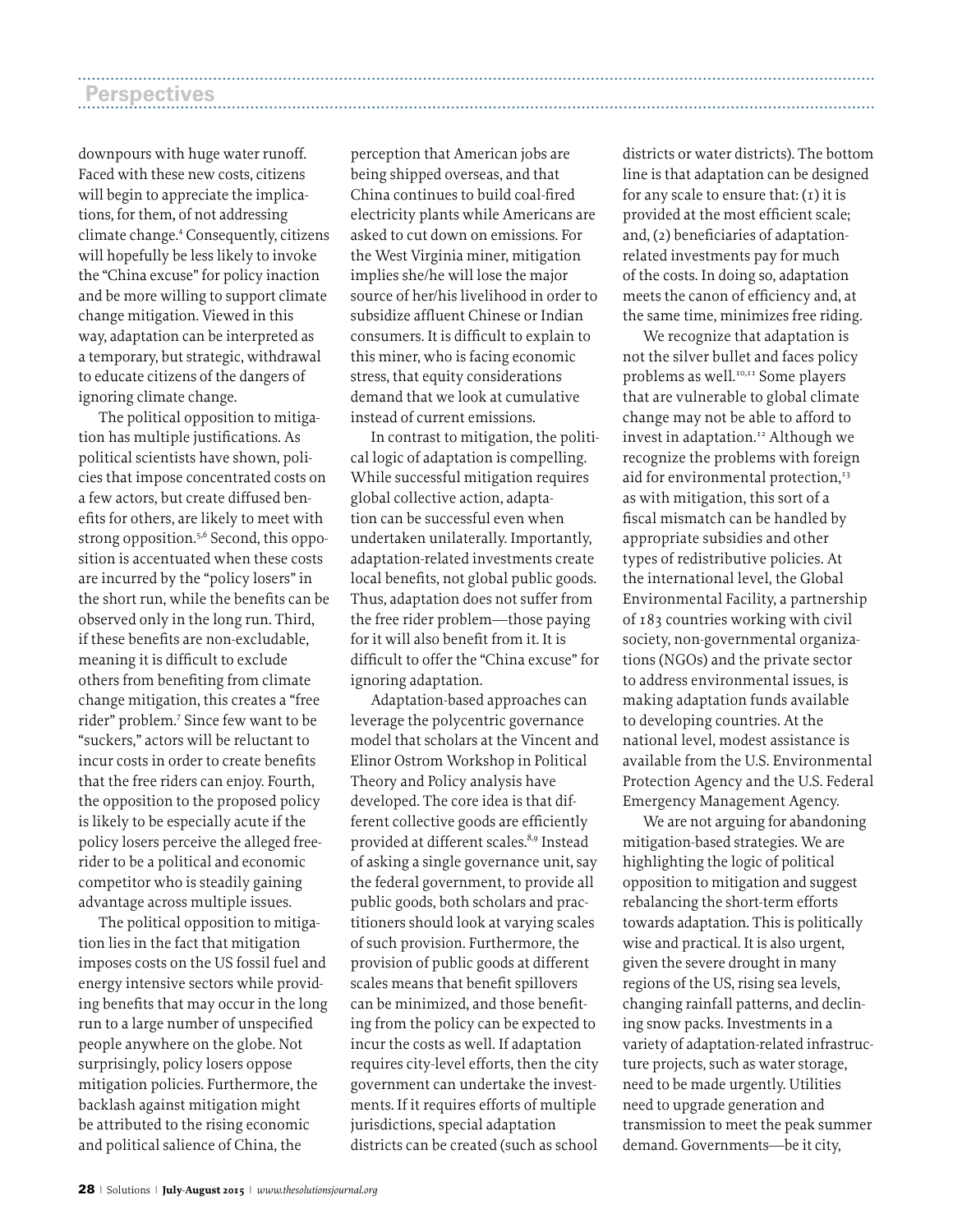downpours with huge water runoff. Faced with these new costs, citizens will begin to appreciate the implications, for them, of not addressing climate change.[4] Consequently, citizens will hopefully be less likely to invoke the "China excuse" for policy inaction and be more willing to support climate change mitigation. Viewed in this way, adaptation can be interpreted as a temporary, but strategic, withdrawal to educate citizens of the dangers of ignoring climate change.

The political opposition to mitigation has multiple justifications. As political scientists have shown, policies that impose concentrated costs on a few actors, but create diffused benefits for others, are likely to meet with strong opposition.[5,6] Second, this opposition is accentuated when these costs are incurred by the "policy losers" in the short run, while the benefits can be observed only in the long run. Third, if these benefits are non-excludable, meaning it is difficult to exclude others from benefiting from climate change mitigation, this creates a "free rider" problem.[7] Since few want to be "suckers," actors will be reluctant to incur costs in order to create benefits that the free riders can enjoy. Fourth, the opposition to the proposed policy is likely to be especially acute if the policy losers perceive the alleged free-rider to be a political and economic competitor who is steadily gaining advantage across multiple issues.

The political opposition to mitigation lies in the fact that mitigation imposes costs on the US fossil fuel and energy intensive sectors while providing benefits that may occur in the long run to a large number of unspecified people anywhere on the globe. Not surprisingly, policy losers oppose mitigation policies. Furthermore, the backlash against mitigation might be attributed to the rising economic and political salience of China, the perception that American jobs are being shipped overseas, and that China continues to build coal-fired electricity plants while Americans are asked to cut down on emissions. For the West Virginia miner, mitigation implies she/he will lose the major source of her/his livelihood in order to subsidize affluent Chinese or Indian consumers. It is difficult to explain to this miner, who is facing economic stress, that equity considerations demand that we look at cumulative instead of current emissions.

In contrast to mitigation, the political logic of adaptation is compelling. While successful mitigation requires global collective action, adaptation can be successful even when undertaken unilaterally. Importantly, adaptation-related investments create local benefits, not global public goods. Thus, adaptation does not suffer from the free rider problem—those paying for it will also benefit from it. It is difficult to offer the "China excuse" for ignoring adaptation.

Adaptation-based approaches can leverage the polycentric governance model that scholars at the Vincent and Elinor Ostrom Workshop in Political Theory and Policy analysis have developed. The core idea is that different collective goods are efficiently provided at different scales.[8,9] Instead of asking a single governance unit, say the federal government, to provide all public goods, both scholars and practitioners should look at varying scales of such provision. Furthermore, the provision of public goods at different scales means that benefit spillovers can be minimized, and those benefiting from the policy can be expected to incur the costs as well. If adaptation requires city-level efforts, then the city government can undertake the investments. If it requires efforts of multiple jurisdictions, special adaptation districts can be created (such as school districts or water districts). The bottom line is that adaptation can be designed for any scale to ensure that: (1) it is provided at the most efficient scale; and, (2) beneficiaries of adaptation-related investments pay for much of the costs. In doing so, adaptation meets the canon of efficiency and, at the same time, minimizes free riding.

We recognize that adaptation is not the silver bullet and faces policy problems as well.[10,11] Some players that are vulnerable to global climate change may not be able to afford to invest in adaptation.[12] Although we recognize the problems with foreign aid for environmental protection,[13] as with mitigation, this sort of a fiscal mismatch can be handled by appropriate subsidies and other types of redistributive policies. At the international level, the Global Environmental Facility, a partnership of 183 countries working with civil society, non-governmental organizations (NGOs) and the private sector to address environmental issues, is making adaptation funds available to developing countries. At the national level, modest assistance is available from the U.S. Environmental Protection Agency and the U.S. Federal Emergency Management Agency.

We are not arguing for abandoning mitigation-based strategies. We are highlighting the logic of political opposition to mitigation and suggest rebalancing the short-term efforts towards adaptation. This is politically wise and practical. It is also urgent, given the severe drought in many regions of the US, rising sea levels, changing rainfall patterns, and declining snow packs. Investments in a variety of adaptation-related infrastructure projects, such as water storage, need to be made urgently. Utilities need to upgrade generation and transmission to meet the peak summer demand. Governments—be it city,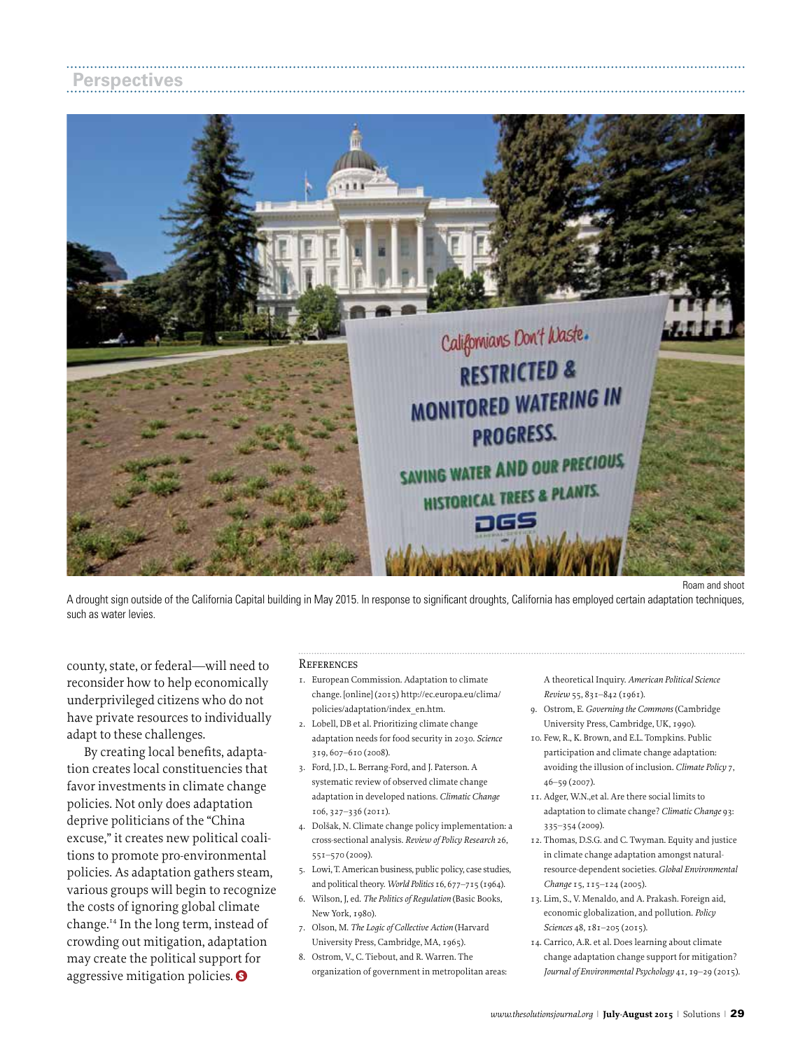Roam and shoot

A drought sign outside of the California Capital building in May 2015. In response to significant droughts, California has employed certain adaptation techniques, such as water levies.

county, state, or federal—will need to reconsider how to help economically underprivileged citizens who do not have private resources to individually adapt to these challenges.

By creating local benefits, adaptation creates local constituencies that favor investments in climate change policies. Not only does adaptation deprive politicians of the "China excuse," it creates new political coalitions to promote pro-environmental policies. As adaptation gathers steam, various groups will begin to recognize the costs of ignoring global climate change.[14] In the long term, instead of crowding out mitigation, adaptation may create the political support for aggressive mitigation policies.

## References

1. European Commission. Adaptation to climate change. [online] (2015) http://ec.europa.eu/clima/policies/adaptation/index_en.htm.
2. Lobell, DB et al. Prioritizing climate change adaptation needs for food security in 2030. *Science* 319, 607–610 (2008).
3. Ford, J.D., L. Berrang-Ford, and J. Paterson. A systematic review of observed climate change adaptation in developed nations. *Climatic Change* 106, 327–336 (2011).
4. Dolšak, N. Climate change policy implementation: a cross-sectional analysis. *Review of Policy Research* 26, 551–570 (2009).
5. Lowi, T. American business, public policy, case studies, and political theory. *World Politics* 16, 677–715 (1964).
6. Wilson, J, ed. *The Politics of Regulation* (Basic Books, New York, 1980).
7. Olson, M. *The Logic of Collective Action* (Harvard University Press, Cambridge, MA, 1965).
8. Ostrom, V., C. Tiebout, and R. Warren. The organization of government in metropolitan areas: A theoretical Inquiry. *American Political Science Review* 55, 831–842 (1961).
9. Ostrom, E. *Governing the Commons* (Cambridge University Press, Cambridge, UK, 1990).
10. Few, R., K. Brown, and E.L. Tompkins. Public participation and climate change adaptation: avoiding the illusion of inclusion. *Climate Policy* 7, 46–59 (2007).
11. Adger, W.N.,et al. Are there social limits to adaptation to climate change? *Climatic Change* 93: 335–354 (2009).
12. Thomas, D.S.G. and C. Twyman. Equity and justice in climate change adaptation amongst natural-resource-dependent societies. *Global Environmental Change* 15, 115–124 (2005).
13. Lim, S., V. Menaldo, and A. Prakash. Foreign aid, economic globalization, and pollution. *Policy Sciences* 48, 181–205 (2015).
14. Carrico, A.R. et al. Does learning about climate change adaptation change support for mitigation? *Journal of Environmental Psychology* 41, 19–29 (2015).